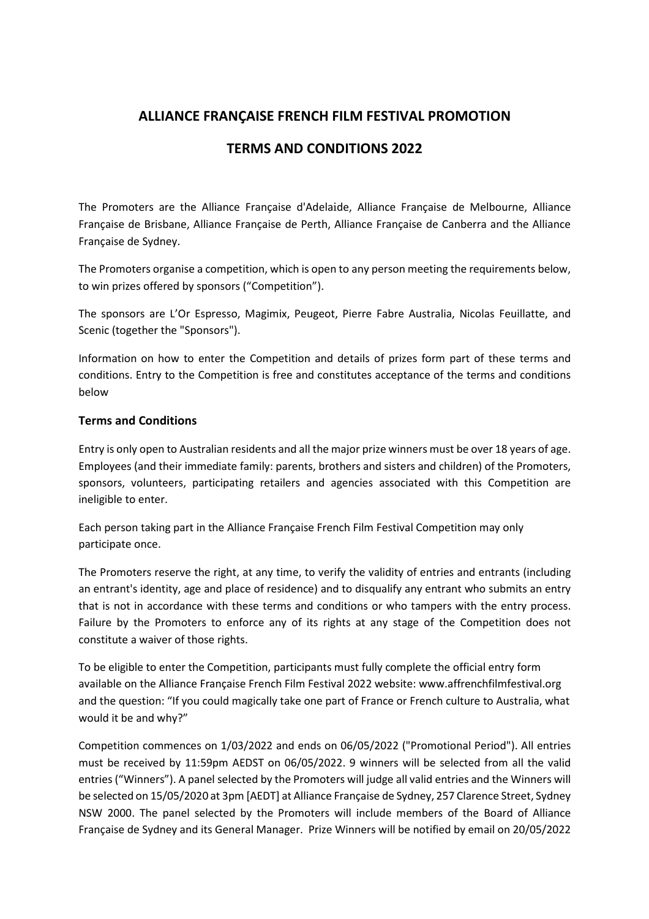# ALLIANCE FRANÇAISE FRENCH FILM FESTIVAL PROMOTION

# TERMS AND CONDITIONS 2022

The Promoters are the Alliance Française d'Adelaide, Alliance Française de Melbourne, Alliance Française de Brisbane, Alliance Française de Perth, Alliance Française de Canberra and the Alliance Française de Sydney.

The Promoters organise a competition, which is open to any person meeting the requirements below, to win prizes offered by sponsors ("Competition").

The sponsors are L'Or Espresso, Magimix, Peugeot, Pierre Fabre Australia, Nicolas Feuillatte, and Scenic (together the "Sponsors").

Information on how to enter the Competition and details of prizes form part of these terms and conditions. Entry to the Competition is free and constitutes acceptance of the terms and conditions below

## Terms and Conditions

Entry is only open to Australian residents and all the major prize winners must be over 18 years of age. Employees (and their immediate family: parents, brothers and sisters and children) of the Promoters, sponsors, volunteers, participating retailers and agencies associated with this Competition are ineligible to enter.

Each person taking part in the Alliance Française French Film Festival Competition may only participate once.

The Promoters reserve the right, at any time, to verify the validity of entries and entrants (including an entrant's identity, age and place of residence) and to disqualify any entrant who submits an entry that is not in accordance with these terms and conditions or who tampers with the entry process. Failure by the Promoters to enforce any of its rights at any stage of the Competition does not constitute a waiver of those rights.

To be eligible to enter the Competition, participants must fully complete the official entry form available on the Alliance Française French Film Festival 2022 website: www.affrenchfilmfestival.org and the question: "If you could magically take one part of France or French culture to Australia, what would it be and why?"

Competition commences on 1/03/2022 and ends on 06/05/2022 ("Promotional Period"). All entries must be received by 11:59pm AEDST on 06/05/2022. 9 winners will be selected from all the valid entries ("Winners"). A panel selected by the Promoters will judge all valid entries and the Winners will be selected on 15/05/2020 at 3pm [AEDT] at Alliance Française de Sydney, 257 Clarence Street, Sydney NSW 2000. The panel selected by the Promoters will include members of the Board of Alliance Française de Sydney and its General Manager. Prize Winners will be notified by email on 20/05/2022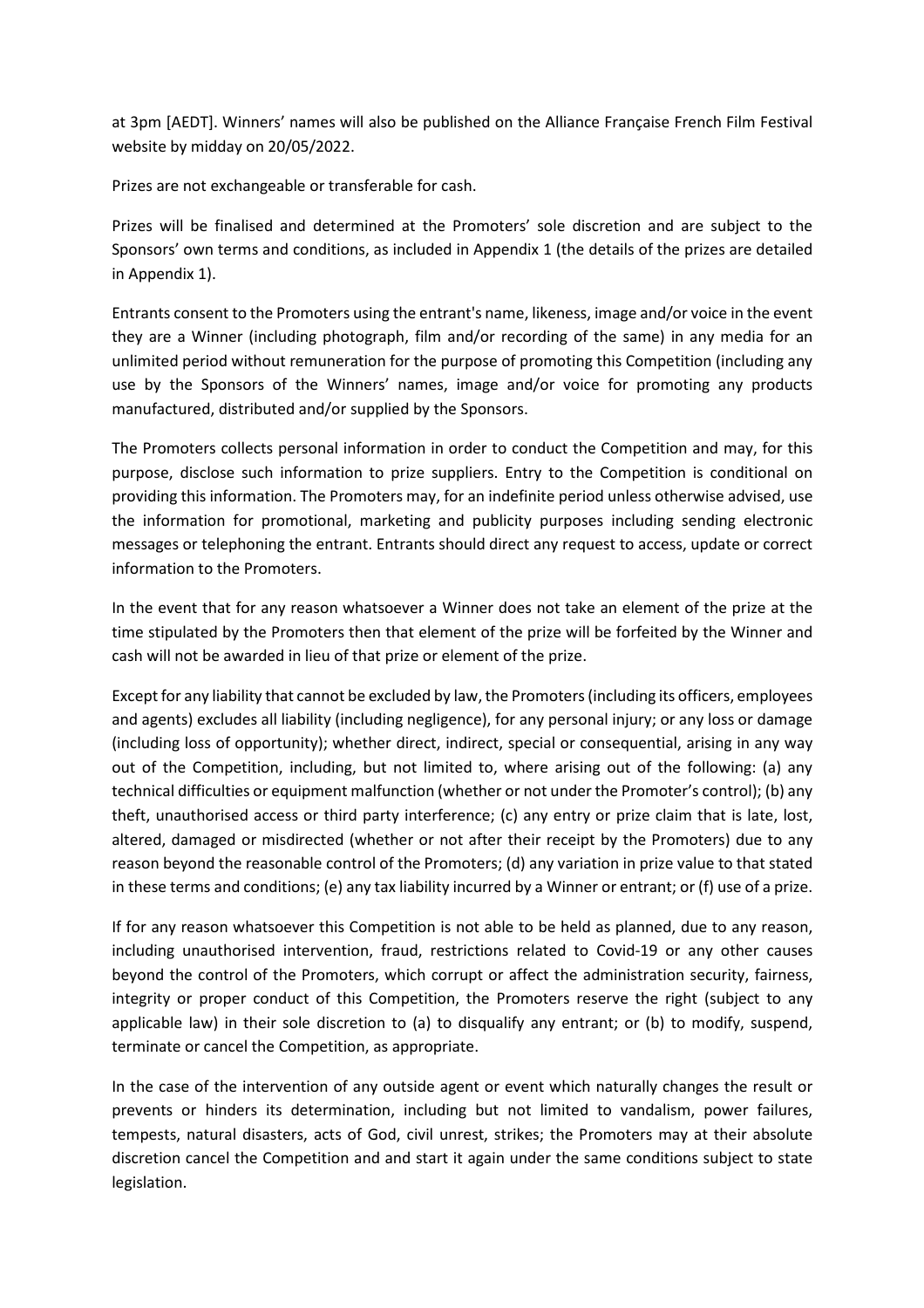at 3pm [AEDT]. Winners' names will also be published on the Alliance Française French Film Festival website by midday on 20/05/2022.

Prizes are not exchangeable or transferable for cash.

Prizes will be finalised and determined at the Promoters' sole discretion and are subject to the Sponsors' own terms and conditions, as included in Appendix 1 (the details of the prizes are detailed in Appendix 1).

Entrants consent to the Promoters using the entrant's name, likeness, image and/or voice in the event they are a Winner (including photograph, film and/or recording of the same) in any media for an unlimited period without remuneration for the purpose of promoting this Competition (including any use by the Sponsors of the Winners' names, image and/or voice for promoting any products manufactured, distributed and/or supplied by the Sponsors.

The Promoters collects personal information in order to conduct the Competition and may, for this purpose, disclose such information to prize suppliers. Entry to the Competition is conditional on providing this information. The Promoters may, for an indefinite period unless otherwise advised, use the information for promotional, marketing and publicity purposes including sending electronic messages or telephoning the entrant. Entrants should direct any request to access, update or correct information to the Promoters.

In the event that for any reason whatsoever a Winner does not take an element of the prize at the time stipulated by the Promoters then that element of the prize will be forfeited by the Winner and cash will not be awarded in lieu of that prize or element of the prize.

Except for any liability that cannot be excluded by law, the Promoters (including its officers, employees and agents) excludes all liability (including negligence), for any personal injury; or any loss or damage (including loss of opportunity); whether direct, indirect, special or consequential, arising in any way out of the Competition, including, but not limited to, where arising out of the following: (a) any technical difficulties or equipment malfunction (whether or not under the Promoter's control); (b) any theft, unauthorised access or third party interference; (c) any entry or prize claim that is late, lost, altered, damaged or misdirected (whether or not after their receipt by the Promoters) due to any reason beyond the reasonable control of the Promoters; (d) any variation in prize value to that stated in these terms and conditions; (e) any tax liability incurred by a Winner or entrant; or (f) use of a prize.

If for any reason whatsoever this Competition is not able to be held as planned, due to any reason, including unauthorised intervention, fraud, restrictions related to Covid-19 or any other causes beyond the control of the Promoters, which corrupt or affect the administration security, fairness, integrity or proper conduct of this Competition, the Promoters reserve the right (subject to any applicable law) in their sole discretion to (a) to disqualify any entrant; or (b) to modify, suspend, terminate or cancel the Competition, as appropriate.

In the case of the intervention of any outside agent or event which naturally changes the result or prevents or hinders its determination, including but not limited to vandalism, power failures, tempests, natural disasters, acts of God, civil unrest, strikes; the Promoters may at their absolute discretion cancel the Competition and and start it again under the same conditions subject to state legislation.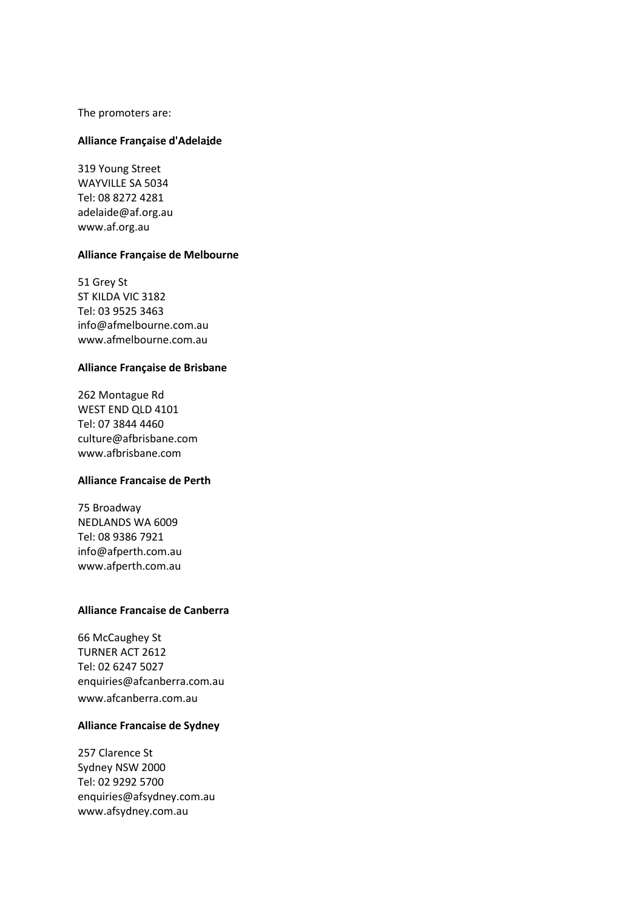The promoters are:

**Alliance Française d'Adelaide**

319 Young Street
WAYVILLE SA 5034
Tel: 08 8272 4281
adelaide@af.org.au
www.af.org.au

**Alliance Française de Melbourne**

51 Grey St
ST KILDA VIC 3182
Tel: 03 9525 3463
info@afmelbourne.com.au
www.afmelbourne.com.au

**Alliance Française de Brisbane**

262 Montague Rd
WEST END QLD 4101
Tel: 07 3844 4460
culture@afbrisbane.com
www.afbrisbane.com

**Alliance Francaise de Perth**

75 Broadway
NEDLANDS WA 6009
Tel: 08 9386 7921
info@afperth.com.au
www.afperth.com.au

**Alliance Francaise de Canberra**

66 McCaughey St
TURNER ACT 2612
Tel: 02 6247 5027
enquiries@afcanberra.com.au
www.afcanberra.com.au

**Alliance Francaise de Sydney**

257 Clarence St
Sydney NSW 2000
Tel: 02 9292 5700
enquiries@afsydney.com.au
www.afsydney.com.au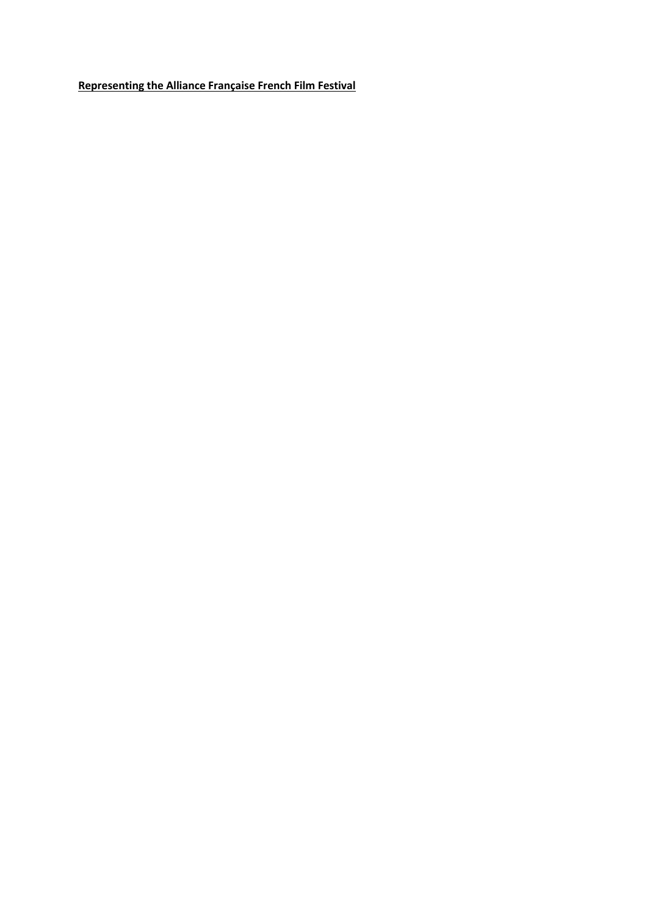**Representing the Alliance Française French Film Festival**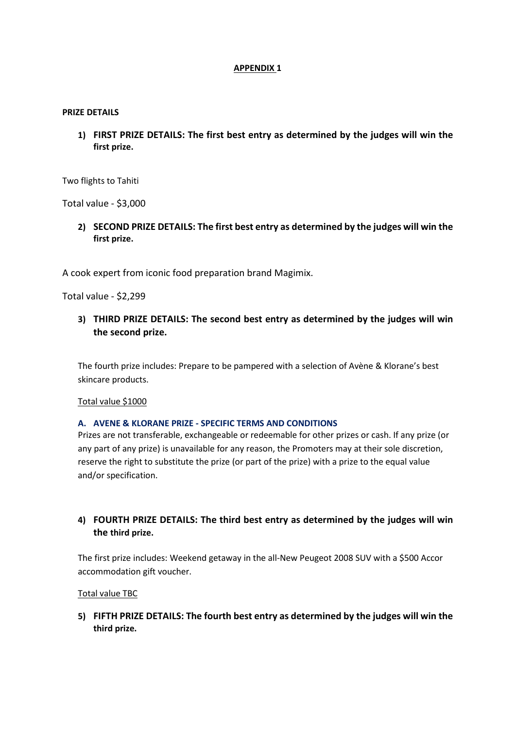**APPENDIX 1**

**PRIZE DETAILS**

1) **FIRST PRIZE DETAILS: The first best entry as determined by the judges will win the first prize.**

Two flights to Tahiti

Total value - $3,000

2) **SECOND PRIZE DETAILS: The first best entry as determined by the judges will win the first prize.**

A cook expert from iconic food preparation brand Magimix.

Total value - $2,299

3) **THIRD PRIZE DETAILS: The second best entry as determined by the judges will win the second prize.**

The fourth prize includes: Prepare to be pampered with a selection of Avène & Klorane's best skincare products.

Total value $1000

**A. AVENE & KLORANE PRIZE - SPECIFIC TERMS AND CONDITIONS**

Prizes are not transferable, exchangeable or redeemable for other prizes or cash. If any prize (or any part of any prize) is unavailable for any reason, the Promoters may at their sole discretion, reserve the right to substitute the prize (or part of the prize) with a prize to the equal value and/or specification.

4) **FOURTH PRIZE DETAILS: The third best entry as determined by the judges will win the third prize.**

The first prize includes: Weekend getaway in the all-New Peugeot 2008 SUV with a $500 Accor accommodation gift voucher.

Total value TBC

5) **FIFTH PRIZE DETAILS: The fourth best entry as determined by the judges will win the third prize.**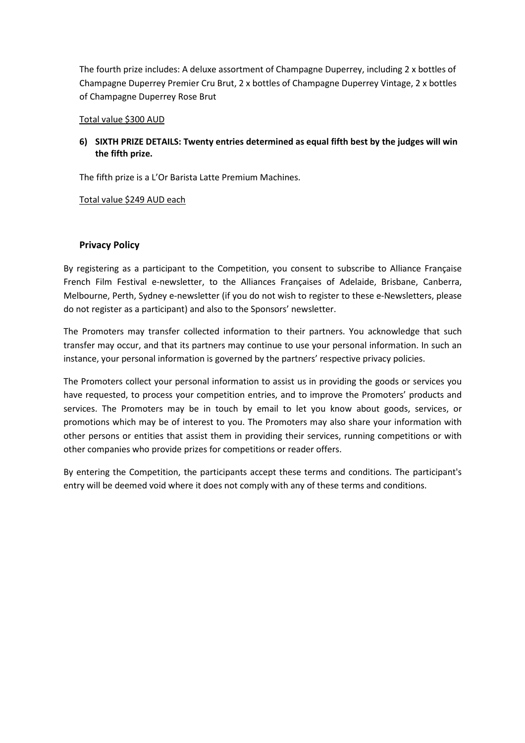The fourth prize includes: A deluxe assortment of Champagne Duperrey, including 2 x bottles of Champagne Duperrey Premier Cru Brut, 2 x bottles of Champagne Duperrey Vintage, 2 x bottles of Champagne Duperrey Rose Brut

Total value $300 AUD

6) **SIXTH PRIZE DETAILS: Twenty entries determined as equal fifth best by the judges will win the fifth prize.**

The fifth prize is a L'Or Barista Latte Premium Machines.

Total value $249 AUD each

## Privacy Policy

By registering as a participant to the Competition, you consent to subscribe to Alliance Française French Film Festival e-newsletter, to the Alliances Françaises of Adelaide, Brisbane, Canberra, Melbourne, Perth, Sydney e-newsletter (if you do not wish to register to these e-Newsletters, please do not register as a participant) and also to the Sponsors' newsletter.

The Promoters may transfer collected information to their partners. You acknowledge that such transfer may occur, and that its partners may continue to use your personal information. In such an instance, your personal information is governed by the partners' respective privacy policies.

The Promoters collect your personal information to assist us in providing the goods or services you have requested, to process your competition entries, and to improve the Promoters' products and services. The Promoters may be in touch by email to let you know about goods, services, or promotions which may be of interest to you. The Promoters may also share your information with other persons or entities that assist them in providing their services, running competitions or with other companies who provide prizes for competitions or reader offers.

By entering the Competition, the participants accept these terms and conditions. The participant's entry will be deemed void where it does not comply with any of these terms and conditions.